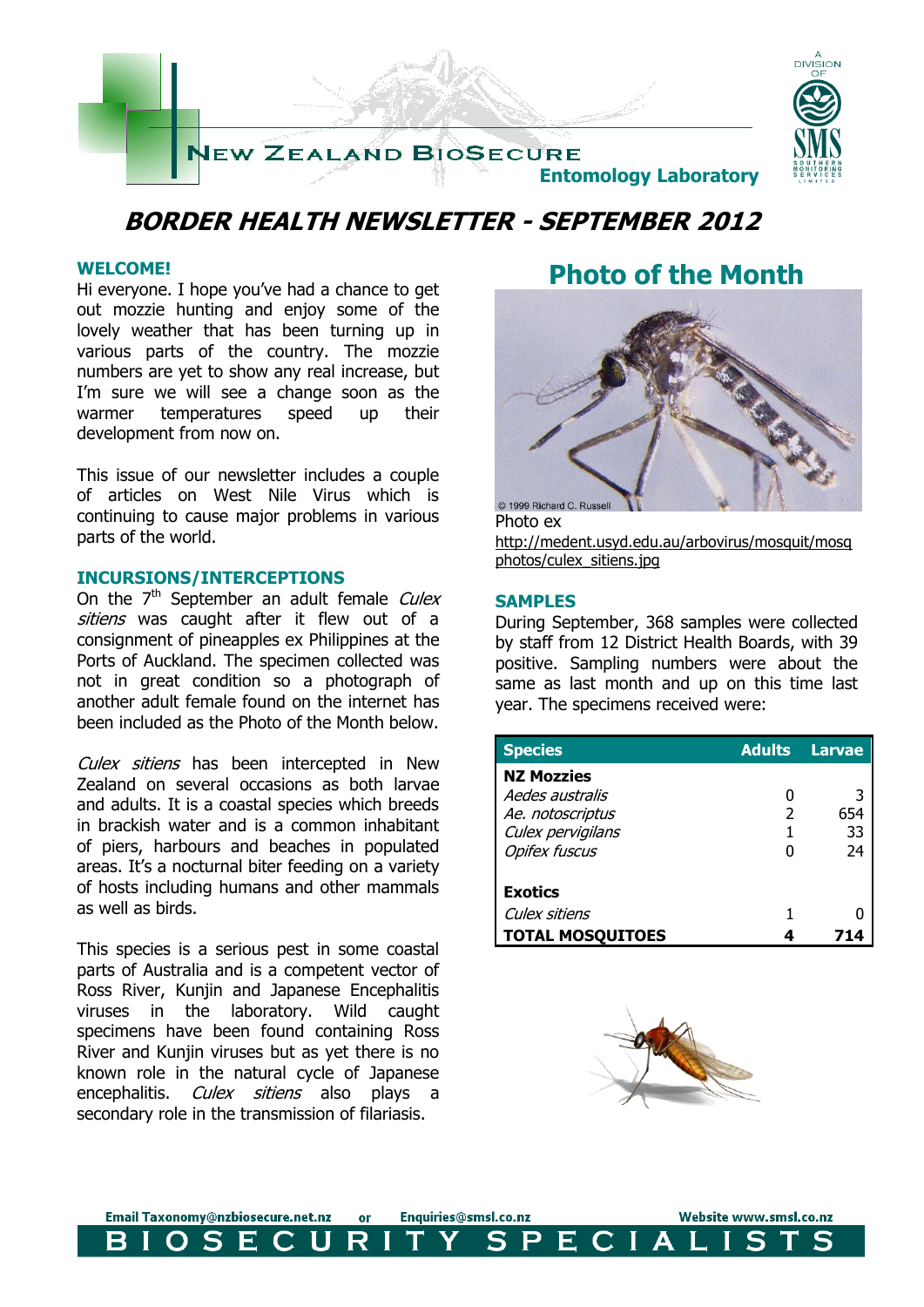# BORDER HEALTH NEWSLETTER - SEPTEMBER 2012

## WELCOME!

Hi everyone. I hope you've had a chance to get out mozzie hunting and enjoy some of the lovely weather that has been turning up in various parts of the country. The mozzie numbers are yet to show any real increase, but I'm sure we will see a change soon as the warmer temperatures speed up their development from now on.

This issue of our newsletter includes a couple of articles on West Nile Virus which is continuing to cause major problems in various parts of the world.

## INCURSIONS/INTERCEPTIONS

On the 7th September an adult female *Culex sitiens* was caught after it flew out of a consignment of pineapples ex Philippines at the Ports of Auckland. The specimen collected was not in great condition so a photograph of another adult female found on the internet has been included as the Photo of the Month below.

*Culex sitiens* has been intercepted in New Zealand on several occasions as both larvae and adults. It is a coastal species which breeds in brackish water and is a common inhabitant of piers, harbours and beaches in populated areas. It's a nocturnal biter feeding on a variety of hosts including humans and other mammals as well as birds.

This species is a serious pest in some coastal parts of Australia and is a competent vector of Ross River, Kunjin and Japanese Encephalitis viruses in the laboratory. Wild caught specimens have been found containing Ross River and Kunjin viruses but as yet there is no known role in the natural cycle of Japanese encephalitis. *Culex sitiens* also plays a secondary role in the transmission of filariasis.

## Photo of the Month

© 1999 Richard C. Russell

Photo ex http://medent.usyd.edu.au/arbovirus/mosquit/mosqphotos/culex_sitiens.jpg

## SAMPLES

During September, 368 samples were collected by staff from 12 District Health Boards, with 39 positive. Sampling numbers were about the same as last month and up on this time last year. The specimens received were:

| Species | Adults | Larvae |
|---|---|---|
| **NZ Mozzies** | | |
| *Aedes australis* | 0 | 3 |
| *Ae. notoscriptus* | 2 | 654 |
| *Culex pervigilans* | 1 | 33 |
| *Opifex fuscus* | 0 | 24 |
| **Exotics** | | |
| *Culex sitiens* | 1 | 0 |
| **TOTAL MOSQUITOES** | **4** | **714** |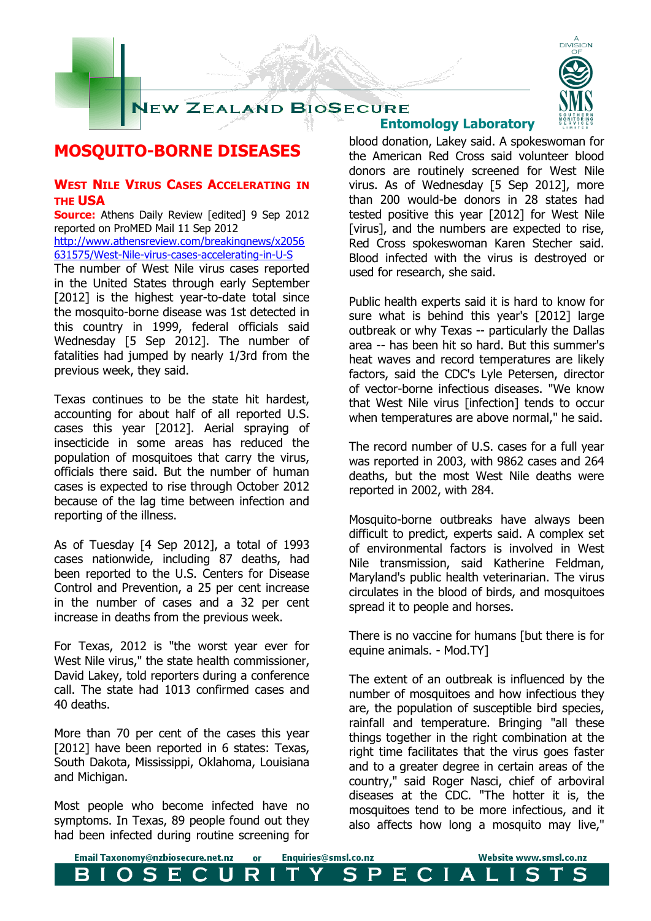# MOSQUITO-BORNE DISEASES

## WEST NILE VIRUS CASES ACCELERATING IN THE USA

**Source:** Athens Daily Review [edited] 9 Sep 2012 reported on ProMED Mail 11 Sep 2012
http://www.athensreview.com/breakingnews/x2056631575/West-Nile-virus-cases-accelerating-in-U-S

The number of West Nile virus cases reported in the United States through early September [2012] is the highest year-to-date total since the mosquito-borne disease was 1st detected in this country in 1999, federal officials said Wednesday [5 Sep 2012]. The number of fatalities had jumped by nearly 1/3rd from the previous week, they said.

Texas continues to be the state hit hardest, accounting for about half of all reported U.S. cases this year [2012]. Aerial spraying of insecticide in some areas has reduced the population of mosquitoes that carry the virus, officials there said. But the number of human cases is expected to rise through October 2012 because of the lag time between infection and reporting of the illness.

As of Tuesday [4 Sep 2012], a total of 1993 cases nationwide, including 87 deaths, had been reported to the U.S. Centers for Disease Control and Prevention, a 25 per cent increase in the number of cases and a 32 per cent increase in deaths from the previous week.

For Texas, 2012 is "the worst year ever for West Nile virus," the state health commissioner, David Lakey, told reporters during a conference call. The state had 1013 confirmed cases and 40 deaths.

More than 70 per cent of the cases this year [2012] have been reported in 6 states: Texas, South Dakota, Mississippi, Oklahoma, Louisiana and Michigan.

Most people who become infected have no symptoms. In Texas, 89 people found out they had been infected during routine screening for blood donation, Lakey said. A spokeswoman for the American Red Cross said volunteer blood donors are routinely screened for West Nile virus. As of Wednesday [5 Sep 2012], more than 200 would-be donors in 28 states had tested positive this year [2012] for West Nile [virus], and the numbers are expected to rise, Red Cross spokeswoman Karen Stecher said. Blood infected with the virus is destroyed or used for research, she said.

Public health experts said it is hard to know for sure what is behind this year's [2012] large outbreak or why Texas -- particularly the Dallas area -- has been hit so hard. But this summer's heat waves and record temperatures are likely factors, said the CDC's Lyle Petersen, director of vector-borne infectious diseases. "We know that West Nile virus [infection] tends to occur when temperatures are above normal," he said.

The record number of U.S. cases for a full year was reported in 2003, with 9862 cases and 264 deaths, but the most West Nile deaths were reported in 2002, with 284.

Mosquito-borne outbreaks have always been difficult to predict, experts said. A complex set of environmental factors is involved in West Nile transmission, said Katherine Feldman, Maryland's public health veterinarian. The virus circulates in the blood of birds, and mosquitoes spread it to people and horses.

There is no vaccine for humans [but there is for equine animals. - Mod.TY]

The extent of an outbreak is influenced by the number of mosquitoes and how infectious they are, the population of susceptible bird species, rainfall and temperature. Bringing "all these things together in the right combination at the right time facilitates that the virus goes faster and to a greater degree in certain areas of the country," said Roger Nasci, chief of arboviral diseases at the CDC. "The hotter it is, the mosquitoes tend to be more infectious, and it also affects how long a mosquito may live,"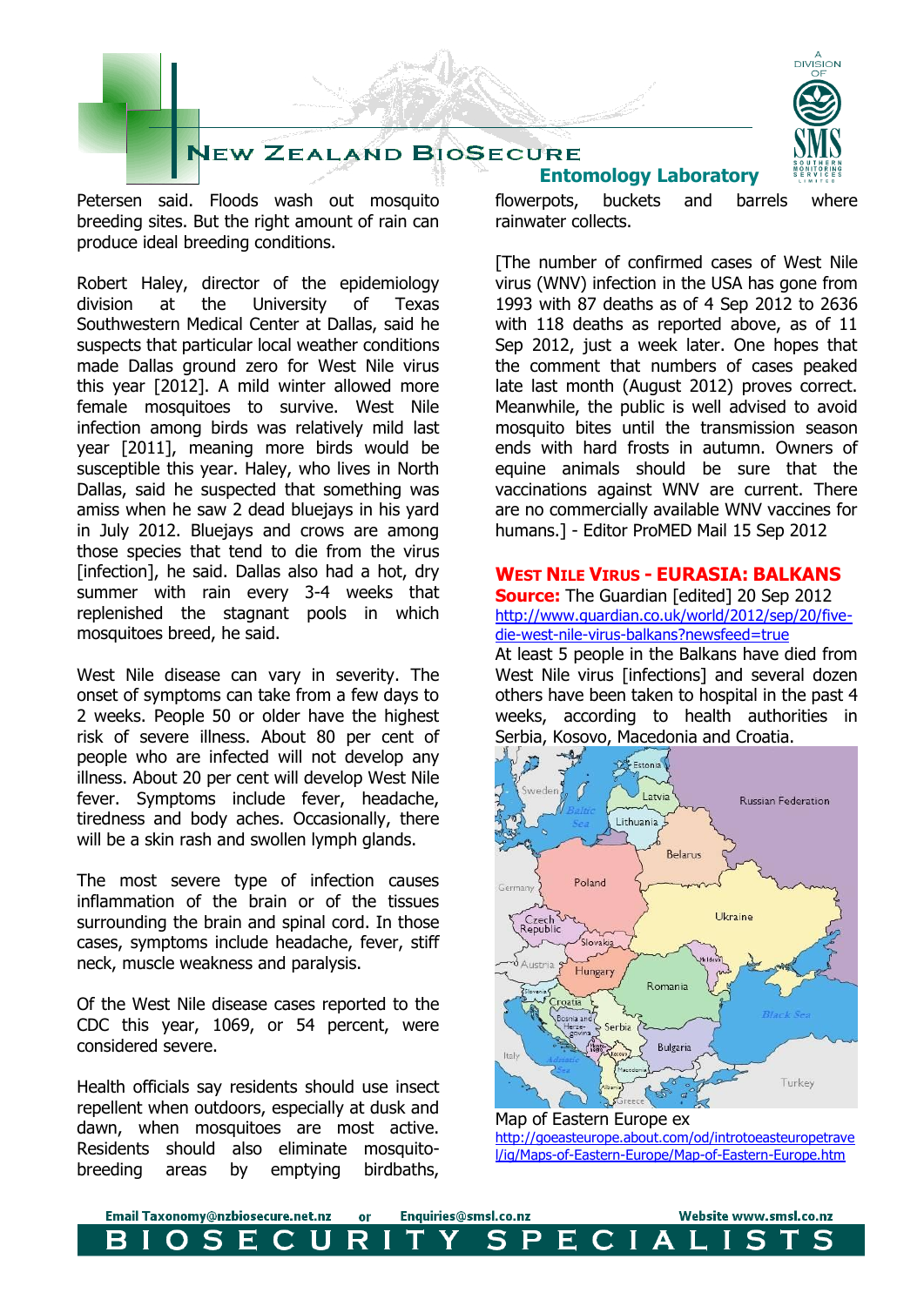Petersen said. Floods wash out mosquito breeding sites. But the right amount of rain can produce ideal breeding conditions.

Robert Haley, director of the epidemiology division at the University of Texas Southwestern Medical Center at Dallas, said he suspects that particular local weather conditions made Dallas ground zero for West Nile virus this year [2012]. A mild winter allowed more female mosquitoes to survive. West Nile infection among birds was relatively mild last year [2011], meaning more birds would be susceptible this year. Haley, who lives in North Dallas, said he suspected that something was amiss when he saw 2 dead bluejays in his yard in July 2012. Bluejays and crows are among those species that tend to die from the virus [infection], he said. Dallas also had a hot, dry summer with rain every 3-4 weeks that replenished the stagnant pools in which mosquitoes breed, he said.

West Nile disease can vary in severity. The onset of symptoms can take from a few days to 2 weeks. People 50 or older have the highest risk of severe illness. About 80 per cent of people who are infected will not develop any illness. About 20 per cent will develop West Nile fever. Symptoms include fever, headache, tiredness and body aches. Occasionally, there will be a skin rash and swollen lymph glands.

The most severe type of infection causes inflammation of the brain or of the tissues surrounding the brain and spinal cord. In those cases, symptoms include headache, fever, stiff neck, muscle weakness and paralysis.

Of the West Nile disease cases reported to the CDC this year, 1069, or 54 percent, were considered severe.

Health officials say residents should use insect repellent when outdoors, especially at dusk and dawn, when mosquitoes are most active. Residents should also eliminate mosquito-breeding areas by emptying birdbaths, flowerpots, buckets and barrels where rainwater collects.

[The number of confirmed cases of West Nile virus (WNV) infection in the USA has gone from 1993 with 87 deaths as of 4 Sep 2012 to 2636 with 118 deaths as reported above, as of 11 Sep 2012, just a week later. One hopes that the comment that numbers of cases peaked late last month (August 2012) proves correct. Meanwhile, the public is well advised to avoid mosquito bites until the transmission season ends with hard frosts in autumn. Owners of equine animals should be sure that the vaccinations against WNV are current. There are no commercially available WNV vaccines for humans.] - Editor ProMED Mail 15 Sep 2012

## West Nile Virus - EURASIA: BALKANS

**Source:** The Guardian [edited] 20 Sep 2012
http://www.guardian.co.uk/world/2012/sep/20/five-die-west-nile-virus-balkans?newsfeed=true

At least 5 people in the Balkans have died from West Nile virus [infections] and several dozen others have been taken to hospital in the past 4 weeks, according to health authorities in Serbia, Kosovo, Macedonia and Croatia.

Map of Eastern Europe ex
http://goeasteurope.about.com/od/introtoeasteuropetravel/ig/Maps-of-Eastern-Europe/Map-of-Eastern-Europe.htm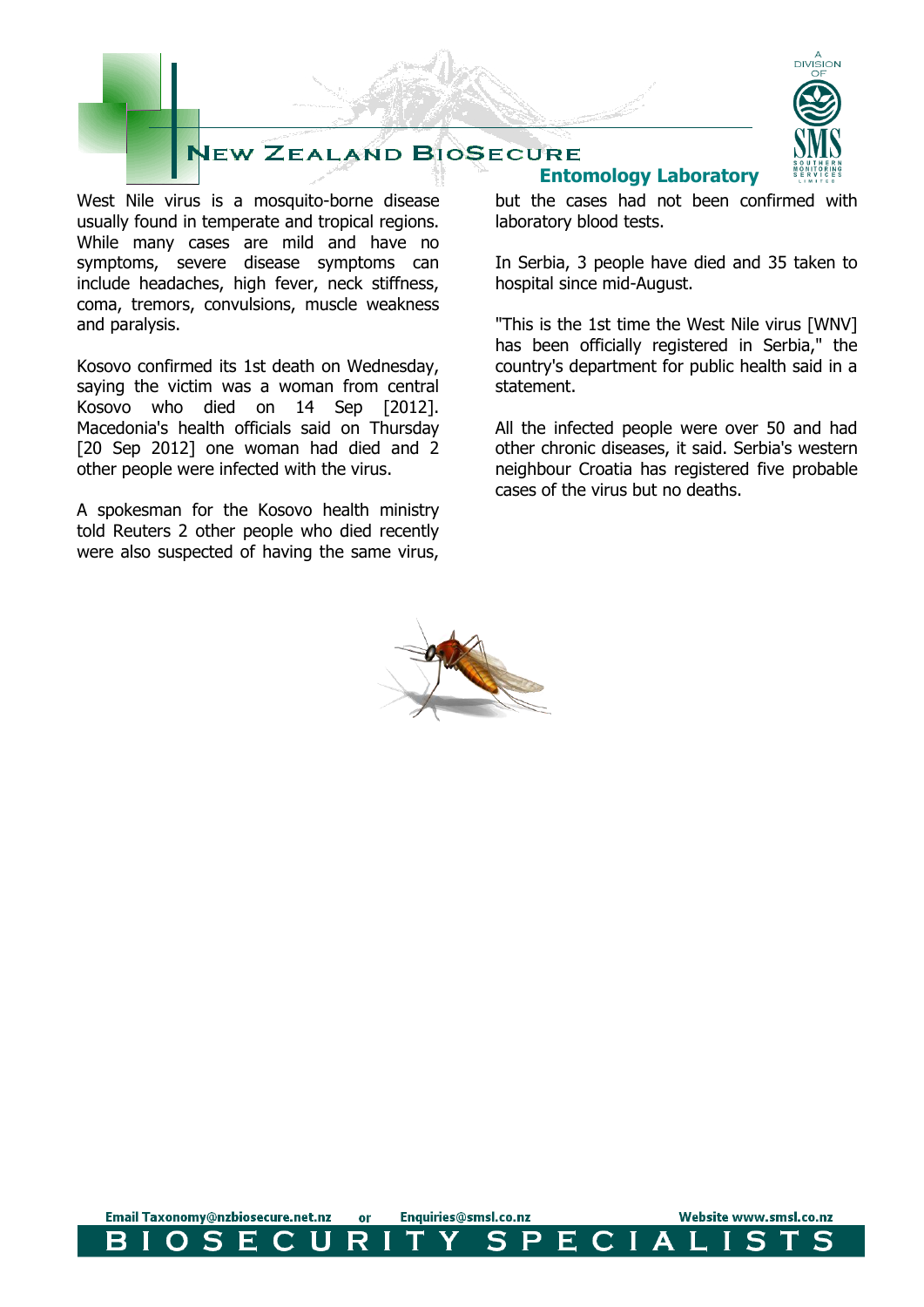West Nile virus is a mosquito-borne disease usually found in temperate and tropical regions. While many cases are mild and have no symptoms, severe disease symptoms can include headaches, high fever, neck stiffness, coma, tremors, convulsions, muscle weakness and paralysis.

Kosovo confirmed its 1st death on Wednesday, saying the victim was a woman from central Kosovo who died on 14 Sep [2012]. Macedonia's health officials said on Thursday [20 Sep 2012] one woman had died and 2 other people were infected with the virus.

A spokesman for the Kosovo health ministry told Reuters 2 other people who died recently were also suspected of having the same virus, but the cases had not been confirmed with laboratory blood tests.

In Serbia, 3 people have died and 35 taken to hospital since mid-August.

"This is the 1st time the West Nile virus [WNV] has been officially registered in Serbia," the country's department for public health said in a statement.

All the infected people were over 50 and had other chronic diseases, it said. Serbia's western neighbour Croatia has registered five probable cases of the virus but no deaths.